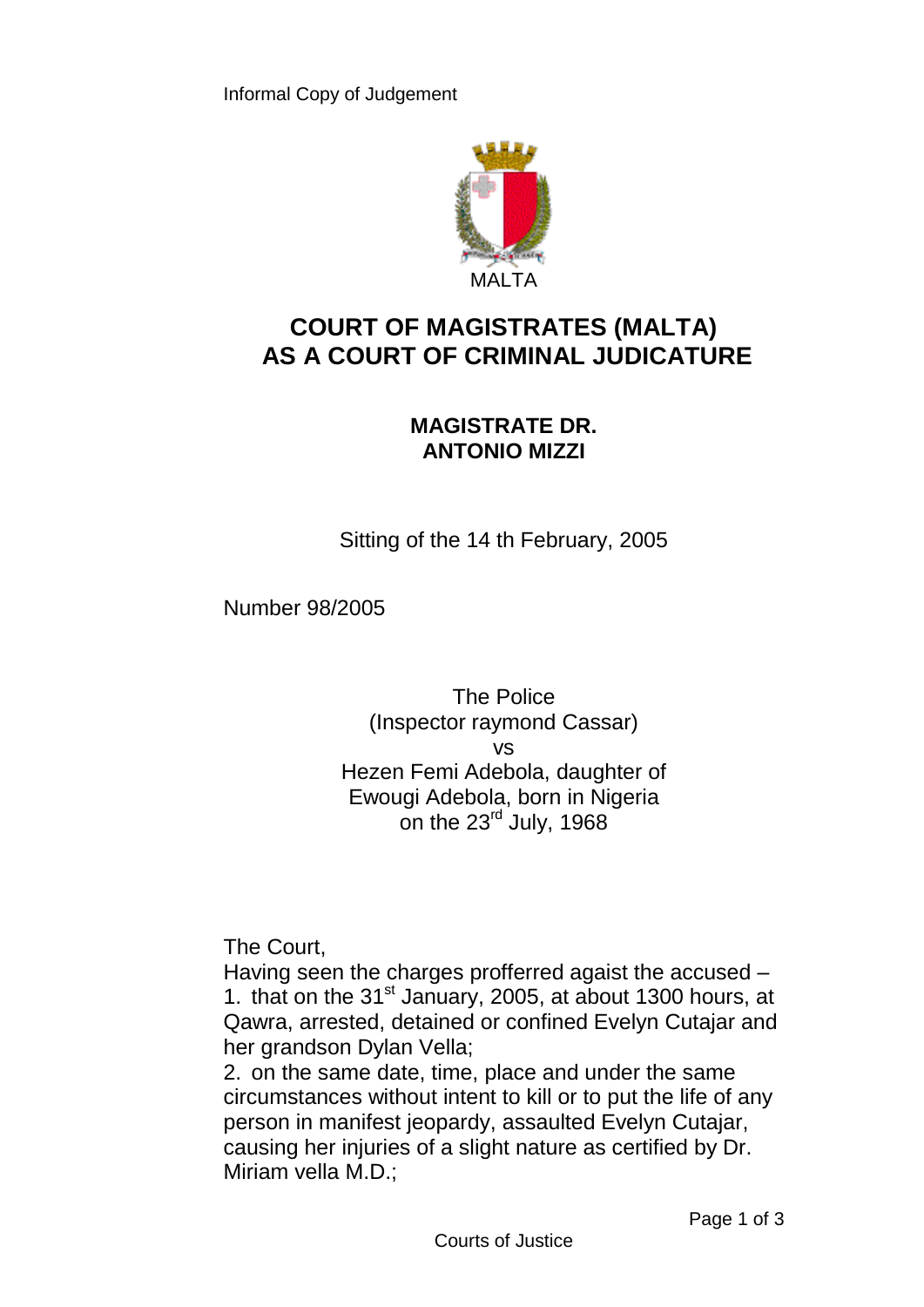Informal Copy of Judgement

MALTA

# COURT OF MAGISTRATES (MALTA) AS A COURT OF CRIMINAL JUDICATURE

## MAGISTRATE DR. ANTONIO MIZZI

Sitting of the 14 th February, 2005

Number 98/2005

The Police
(Inspector raymond Cassar)
vs
Hezen Femi Adebola, daughter of
Ewougi Adebola, born in Nigeria
on the 23rd July, 1968

The Court,

Having seen the charges profferred agaist the accused –

1. that on the 31st January, 2005, at about 1300 hours, at Qawra, arrested, detained or confined Evelyn Cutajar and her grandson Dylan Vella;
2. on the same date, time, place and under the same circumstances without intent to kill or to put the life of any person in manifest jeopardy, assaulted Evelyn Cutajar, causing her injuries of a slight nature as certified by Dr. Miriam vella M.D.;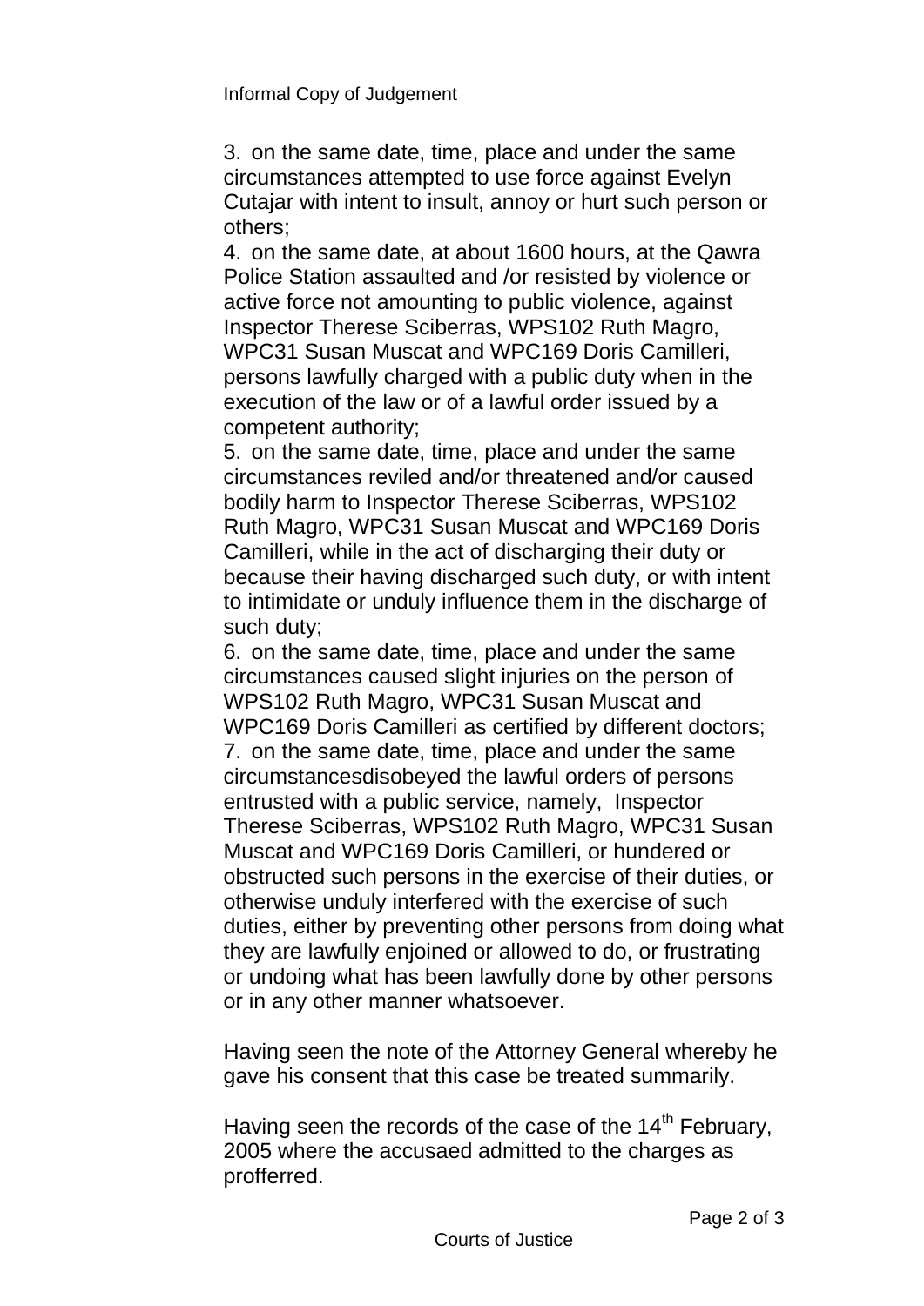3. on the same date, time, place and under the same circumstances attempted to use force against Evelyn Cutajar with intent to insult, annoy or hurt such person or others;
4. on the same date, at about 1600 hours, at the Qawra Police Station assaulted and /or resisted by violence or active force not amounting to public violence, against Inspector Therese Sciberras, WPS102 Ruth Magro, WPC31 Susan Muscat and WPC169 Doris Camilleri, persons lawfully charged with a public duty when in the execution of the law or of a lawful order issued by a competent authority;
5. on the same date, time, place and under the same circumstances reviled and/or threatened and/or caused bodily harm to Inspector Therese Sciberras, WPS102 Ruth Magro, WPC31 Susan Muscat and WPC169 Doris Camilleri, while in the act of discharging their duty or because their having discharged such duty, or with intent to intimidate or unduly influence them in the discharge of such duty;
6. on the same date, time, place and under the same circumstances caused slight injuries on the person of WPS102 Ruth Magro, WPC31 Susan Muscat and WPC169 Doris Camilleri as certified by different doctors;
7. on the same date, time, place and under the same circumstancesdisobeyed the lawful orders of persons entrusted with a public service, namely, Inspector Therese Sciberras, WPS102 Ruth Magro, WPC31 Susan Muscat and WPC169 Doris Camilleri, or hundered or obstructed such persons in the exercise of their duties, or otherwise unduly interfered with the exercise of such duties, either by preventing other persons from doing what they are lawfully enjoined or allowed to do, or frustrating or undoing what has been lawfully done by other persons or in any other manner whatsoever.

Having seen the note of the Attorney General whereby he gave his consent that this case be treated summarily.

Having seen the records of the case of the 14th February, 2005 where the accusaed admitted to the charges as profferred.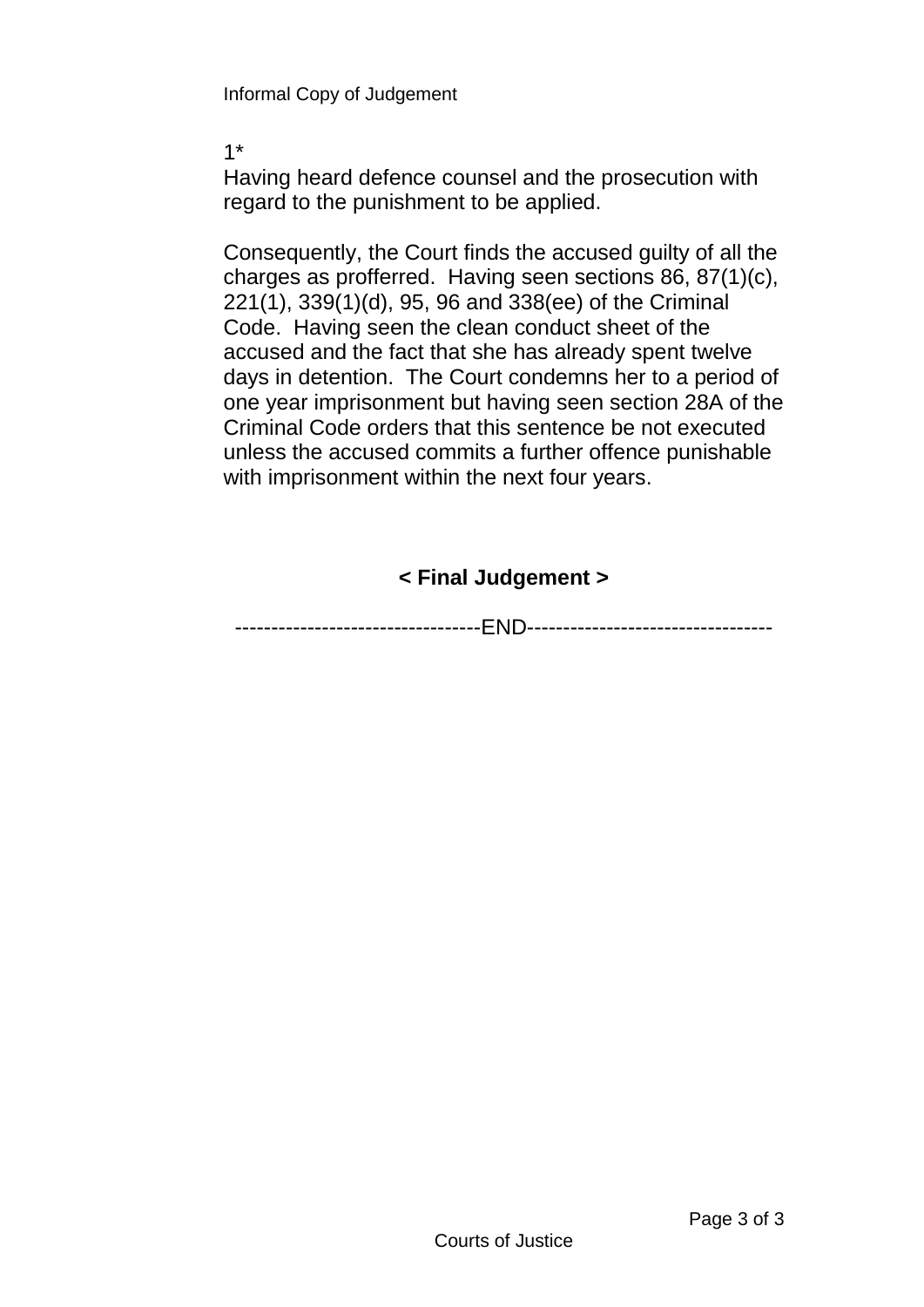1*
Having heard defence counsel and the prosecution with regard to the punishment to be applied.

Consequently, the Court finds the accused guilty of all the charges as profferred. Having seen sections 86, 87(1)(c), 221(1), 339(1)(d), 95, 96 and 338(ee) of the Criminal Code. Having seen the clean conduct sheet of the accused and the fact that she has already spent twelve days in detention. The Court condemns her to a period of one year imprisonment but having seen section 28A of the Criminal Code orders that this sentence be not executed unless the accused commits a further offence punishable with imprisonment within the next four years.

**< Final Judgement >**

---------------------------------END---------------------------------